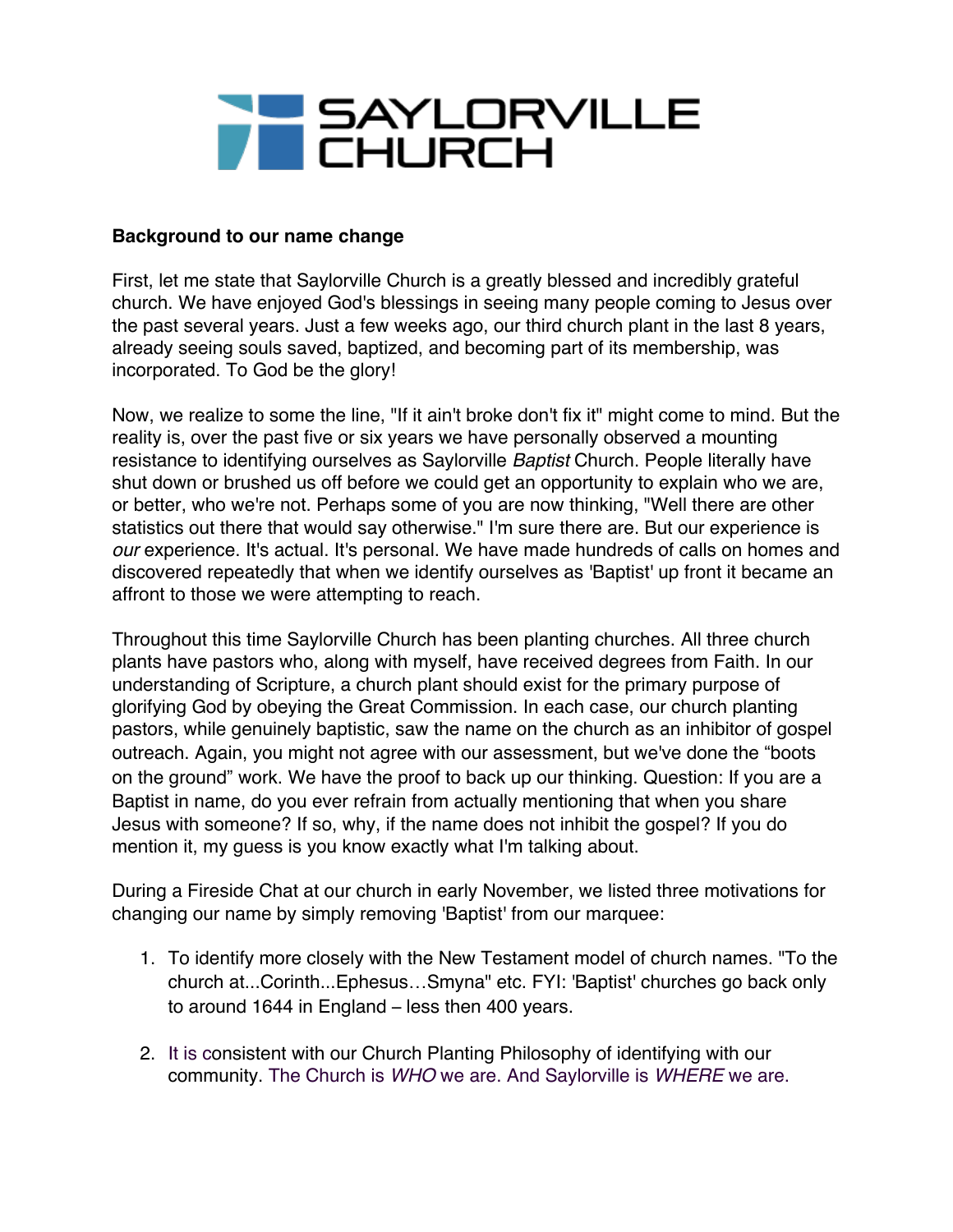# SAYLORVILLE CHURCH

**Background to our name change**

First, let me state that Saylorville Church is a greatly blessed and incredibly grateful church. We have enjoyed God's blessings in seeing many people coming to Jesus over the past several years. Just a few weeks ago, our third church plant in the last 8 years, already seeing souls saved, baptized, and becoming part of its membership, was incorporated. To God be the glory!

Now, we realize to some the line, "If it ain't broke don't fix it" might come to mind. But the reality is, over the past five or six years we have personally observed a mounting resistance to identifying ourselves as Saylorville *Baptist* Church. People literally have shut down or brushed us off before we could get an opportunity to explain who we are, or better, who we're not. Perhaps some of you are now thinking, "Well there are other statistics out there that would say otherwise." I'm sure there are. But our experience is *our* experience. It's actual. It's personal. We have made hundreds of calls on homes and discovered repeatedly that when we identify ourselves as 'Baptist' up front it became an affront to those we were attempting to reach.

Throughout this time Saylorville Church has been planting churches. All three church plants have pastors who, along with myself, have received degrees from Faith. In our understanding of Scripture, a church plant should exist for the primary purpose of glorifying God by obeying the Great Commission. In each case, our church planting pastors, while genuinely baptistic, saw the name on the church as an inhibitor of gospel outreach. Again, you might not agree with our assessment, but we've done the "boots on the ground" work. We have the proof to back up our thinking. Question: If you are a Baptist in name, do you ever refrain from actually mentioning that when you share Jesus with someone? If so, why, if the name does not inhibit the gospel? If you do mention it, my guess is you know exactly what I'm talking about.

During a Fireside Chat at our church in early November, we listed three motivations for changing our name by simply removing 'Baptist' from our marquee:

1. To identify more closely with the New Testament model of church names. "To the church at...Corinth...Ephesus…Smyna" etc. FYI: 'Baptist' churches go back only to around 1644 in England – less then 400 years.

2. It is consistent with our Church Planting Philosophy of identifying with our community. The Church is *WHO* we are. And Saylorville is *WHERE* we are.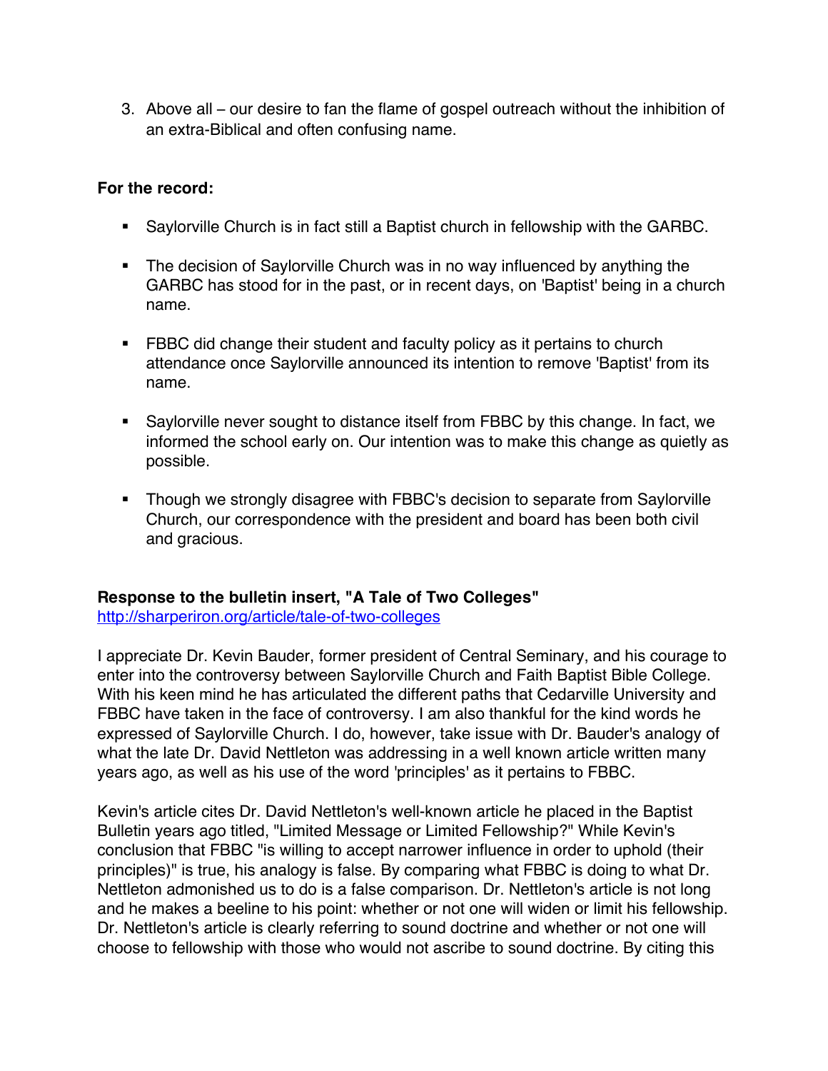3. Above all – our desire to fan the flame of gospel outreach without the inhibition of an extra-Biblical and often confusing name.

**For the record:**

- Saylorville Church is in fact still a Baptist church in fellowship with the GARBC.
- The decision of Saylorville Church was in no way influenced by anything the GARBC has stood for in the past, or in recent days, on 'Baptist' being in a church name.
- FBBC did change their student and faculty policy as it pertains to church attendance once Saylorville announced its intention to remove 'Baptist' from its name.
- Saylorville never sought to distance itself from FBBC by this change. In fact, we informed the school early on. Our intention was to make this change as quietly as possible.
- Though we strongly disagree with FBBC's decision to separate from Saylorville Church, our correspondence with the president and board has been both civil and gracious.

**Response to the bulletin insert, "A Tale of Two Colleges"**
[http://sharperiron.org/article/tale-of-two-colleges](http://sharperiron.org/article/tale-of-two-colleges)

I appreciate Dr. Kevin Bauder, former president of Central Seminary, and his courage to enter into the controversy between Saylorville Church and Faith Baptist Bible College. With his keen mind he has articulated the different paths that Cedarville University and FBBC have taken in the face of controversy. I am also thankful for the kind words he expressed of Saylorville Church. I do, however, take issue with Dr. Bauder's analogy of what the late Dr. David Nettleton was addressing in a well known article written many years ago, as well as his use of the word 'principles' as it pertains to FBBC.

Kevin's article cites Dr. David Nettleton's well-known article he placed in the Baptist Bulletin years ago titled, "Limited Message or Limited Fellowship?" While Kevin's conclusion that FBBC "is willing to accept narrower influence in order to uphold (their principles)" is true, his analogy is false. By comparing what FBBC is doing to what Dr. Nettleton admonished us to do is a false comparison. Dr. Nettleton's article is not long and he makes a beeline to his point: whether or not one will widen or limit his fellowship. Dr. Nettleton's article is clearly referring to sound doctrine and whether or not one will choose to fellowship with those who would not ascribe to sound doctrine. By citing this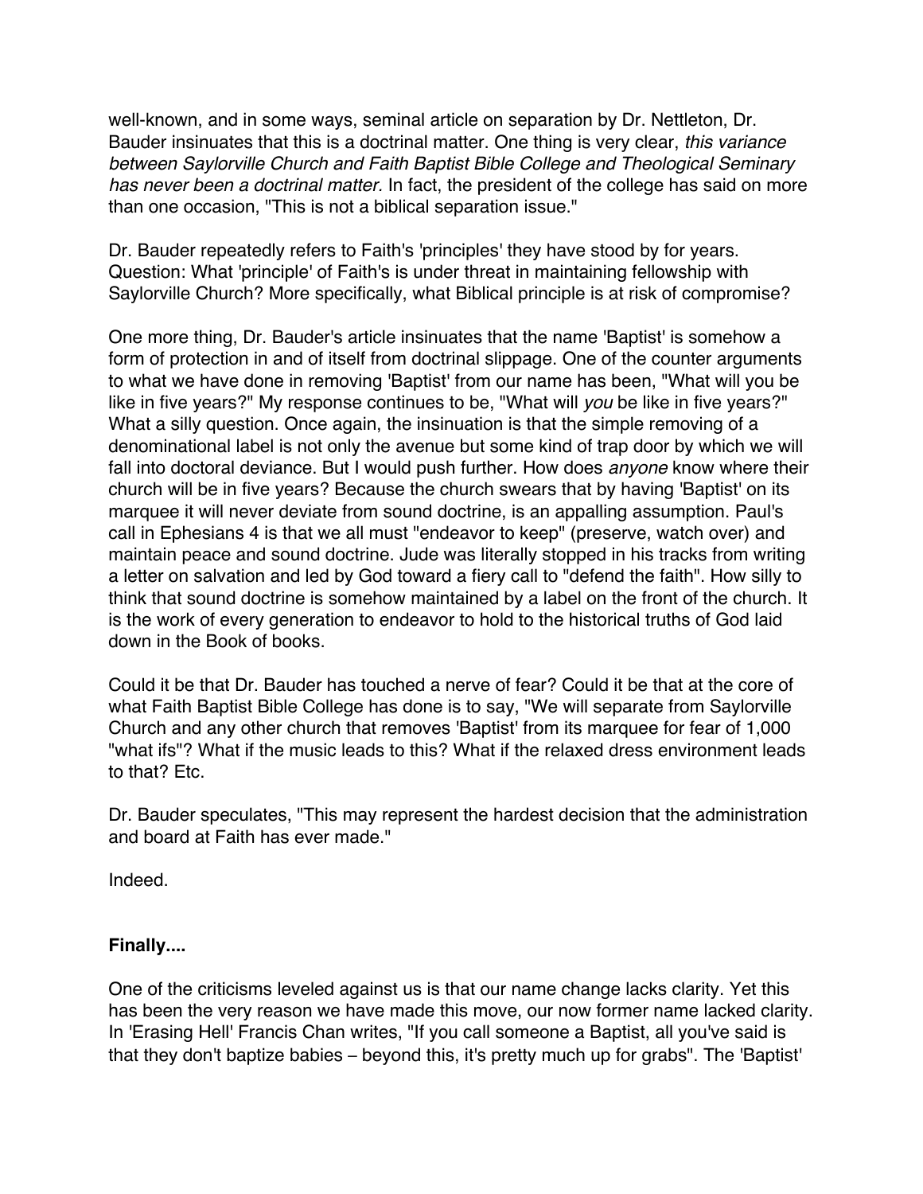well-known, and in some ways, seminal article on separation by Dr. Nettleton, Dr. Bauder insinuates that this is a doctrinal matter. One thing is very clear, *this variance between Saylorville Church and Faith Baptist Bible College and Theological Seminary has never been a doctrinal matter.* In fact, the president of the college has said on more than one occasion, "This is not a biblical separation issue."

Dr. Bauder repeatedly refers to Faith's 'principles' they have stood by for years. Question: What 'principle' of Faith's is under threat in maintaining fellowship with Saylorville Church? More specifically, what Biblical principle is at risk of compromise?

One more thing, Dr. Bauder's article insinuates that the name 'Baptist' is somehow a form of protection in and of itself from doctrinal slippage. One of the counter arguments to what we have done in removing 'Baptist' from our name has been, "What will you be like in five years?" My response continues to be, "What will *you* be like in five years?" What a silly question. Once again, the insinuation is that the simple removing of a denominational label is not only the avenue but some kind of trap door by which we will fall into doctoral deviance. But I would push further. How does *anyone* know where their church will be in five years? Because the church swears that by having 'Baptist' on its marquee it will never deviate from sound doctrine, is an appalling assumption. Paul's call in Ephesians 4 is that we all must "endeavor to keep" (preserve, watch over) and maintain peace and sound doctrine. Jude was literally stopped in his tracks from writing a letter on salvation and led by God toward a fiery call to "defend the faith". How silly to think that sound doctrine is somehow maintained by a label on the front of the church. It is the work of every generation to endeavor to hold to the historical truths of God laid down in the Book of books.

Could it be that Dr. Bauder has touched a nerve of fear? Could it be that at the core of what Faith Baptist Bible College has done is to say, "We will separate from Saylorville Church and any other church that removes 'Baptist' from its marquee for fear of 1,000 "what ifs"? What if the music leads to this? What if the relaxed dress environment leads to that? Etc.

Dr. Bauder speculates, "This may represent the hardest decision that the administration and board at Faith has ever made."

Indeed.

**Finally....**

One of the criticisms leveled against us is that our name change lacks clarity. Yet this has been the very reason we have made this move, our now former name lacked clarity. In 'Erasing Hell' Francis Chan writes, "If you call someone a Baptist, all you've said is that they don't baptize babies – beyond this, it's pretty much up for grabs". The 'Baptist'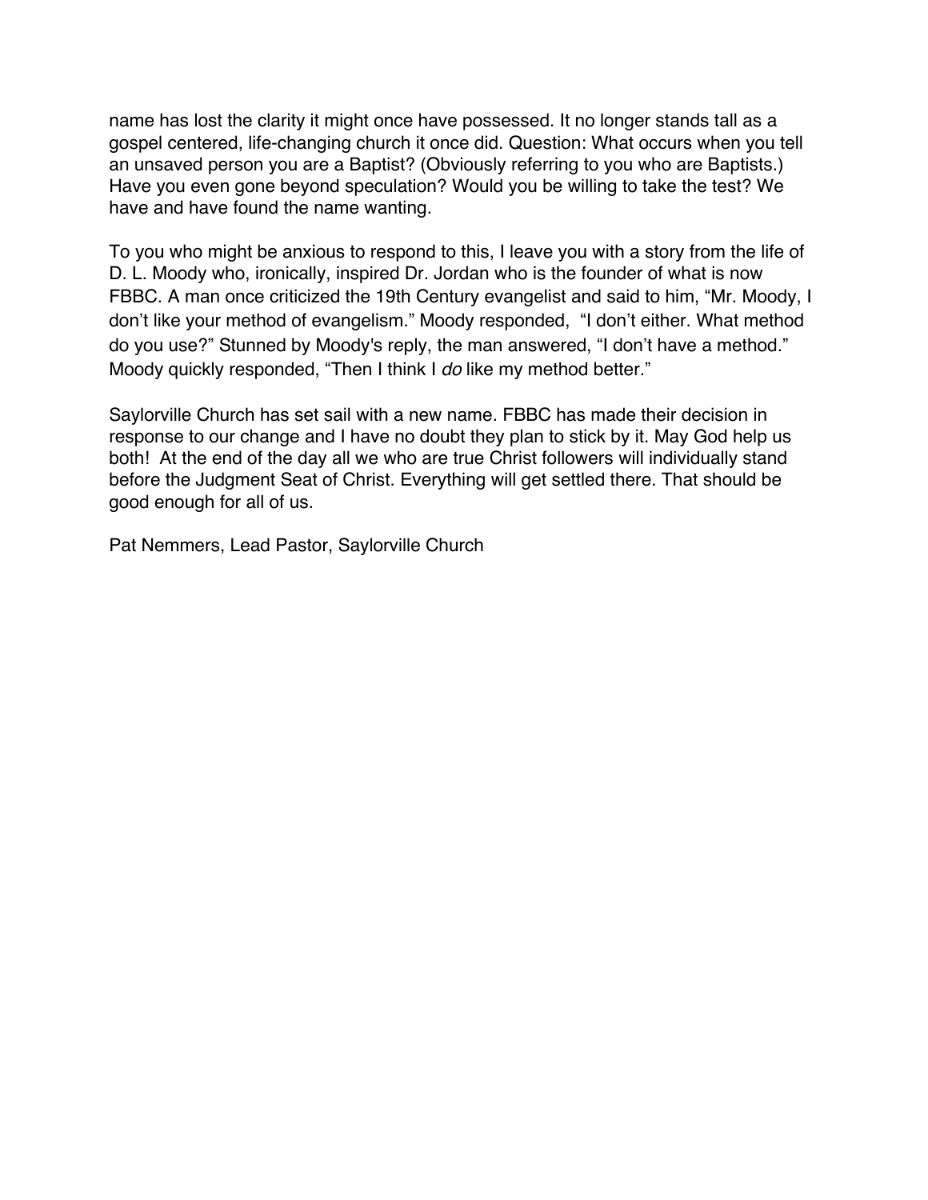name has lost the clarity it might once have possessed. It no longer stands tall as a gospel centered, life-changing church it once did. Question: What occurs when you tell an unsaved person you are a Baptist? (Obviously referring to you who are Baptists.) Have you even gone beyond speculation? Would you be willing to take the test? We have and have found the name wanting.

To you who might be anxious to respond to this, I leave you with a story from the life of D. L. Moody who, ironically, inspired Dr. Jordan who is the founder of what is now FBBC. A man once criticized the 19th Century evangelist and said to him, "Mr. Moody, I don't like your method of evangelism." Moody responded, "I don't either. What method do you use?" Stunned by Moody's reply, the man answered, "I don't have a method." Moody quickly responded, "Then I think I *do* like my method better."

Saylorville Church has set sail with a new name. FBBC has made their decision in response to our change and I have no doubt they plan to stick by it. May God help us both! At the end of the day all we who are true Christ followers will individually stand before the Judgment Seat of Christ. Everything will get settled there. That should be good enough for all of us.

Pat Nemmers, Lead Pastor, Saylorville Church